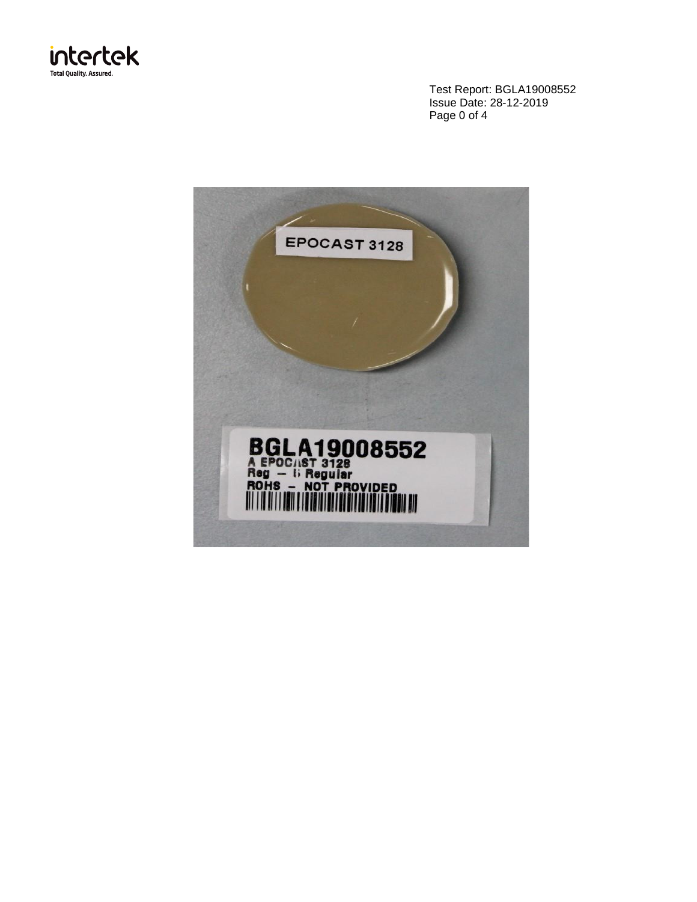Test Report: BGLA19008552
Issue Date: 28-12-2019

EPOCAST 3128

BGLA19008552
A EPOCAST 3128
Reg – B Regular
ROHS – NOT PROVIDED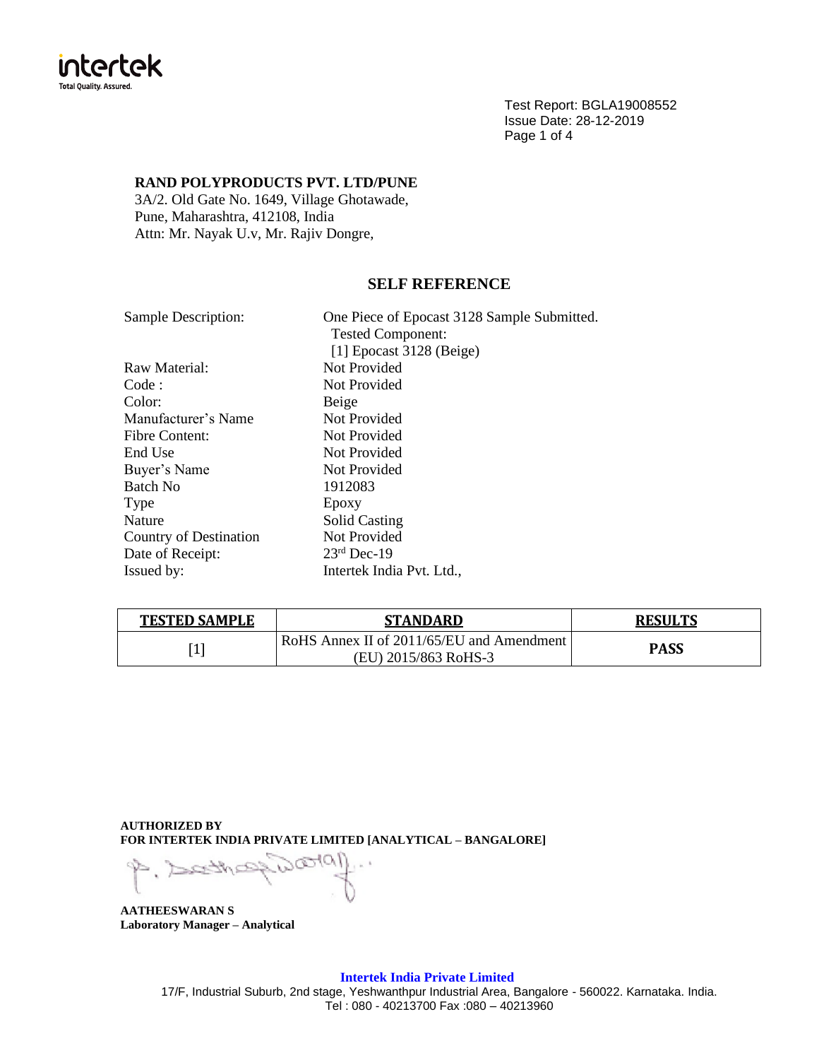Test Report: BGLA19008552
Issue Date: 28-12-2019

**RAND POLYPRODUCTS PVT. LTD/PUNE**
3A/2. Old Gate No. 1649, Village Ghotawade,
Pune, Maharashtra, 412108, India
Attn: Mr. Nayak U.v, Mr. Rajiv Dongre,

## SELF REFERENCE

| | |
|---|---|
| Sample Description: | One Piece of Epocast 3128 Sample Submitted. Tested Component: [1] Epocast 3128 (Beige) |
| Raw Material: | Not Provided |
| Code : | Not Provided |
| Color: | Beige |
| Manufacturer's Name | Not Provided |
| Fibre Content: | Not Provided |
| End Use | Not Provided |
| Buyer's Name | Not Provided |
| Batch No | 1912083 |
| Type | Epoxy |
| Nature | Solid Casting |
| Country of Destination | Not Provided |
| Date of Receipt: | 23rd Dec-19 |
| Issued by: | Intertek India Pvt. Ltd., |

| TESTED SAMPLE | STANDARD | RESULTS |
|---|---|---|
| [1] | RoHS Annex II of 2011/65/EU and Amendment (EU) 2015/863 RoHS-3 | **PASS** |

**AUTHORIZED BY**
**FOR INTERTEK INDIA PRIVATE LIMITED [ANALYTICAL – BANGALORE]**

**AATHEESWARAN S**
**Laboratory Manager – Analytical**

**Intertek India Private Limited**
17/F, Industrial Suburb, 2nd stage, Yeshwanthpur Industrial Area, Bangalore - 560022. Karnataka. India.
Tel : 080 - 40213700 Fax :080 – 40213960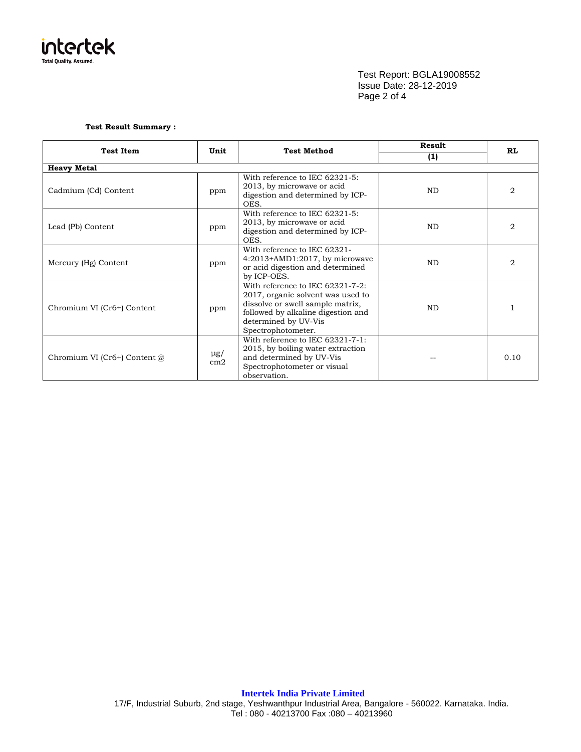Test Report: BGLA19008552
Issue Date: 28-12-2019

**Test Result Summary :**

| Test Item | Unit | Test Method | Result | RL |
|---|---|---|---|---|
| | | | (1) | |
| **Heavy Metal** | | | | |
| Cadmium (Cd) Content | ppm | With reference to IEC 62321-5: 2013, by microwave or acid digestion and determined by ICP-OES. | ND | 2 |
| Lead (Pb) Content | ppm | With reference to IEC 62321-5: 2013, by microwave or acid digestion and determined by ICP-OES. | ND | 2 |
| Mercury (Hg) Content | ppm | With reference to IEC 62321-4:2013+AMD1:2017, by microwave or acid digestion and determined by ICP-OES. | ND | 2 |
| Chromium VI (Cr6+) Content | ppm | With reference to IEC 62321-7-2: 2017, organic solvent was used to dissolve or swell sample matrix, followed by alkaline digestion and determined by UV-Vis Spectrophotometer. | ND | 1 |
| Chromium VI (Cr6+) Content @ | μg/cm2 | With reference to IEC 62321-7-1: 2015, by boiling water extraction and determined by UV-Vis Spectrophotometer or visual observation. | -- | 0.10 |

**Intertek India Private Limited**
17/F, Industrial Suburb, 2nd stage, Yeshwanthpur Industrial Area, Bangalore - 560022. Karnataka. India.
Tel : 080 - 40213700 Fax :080 – 40213960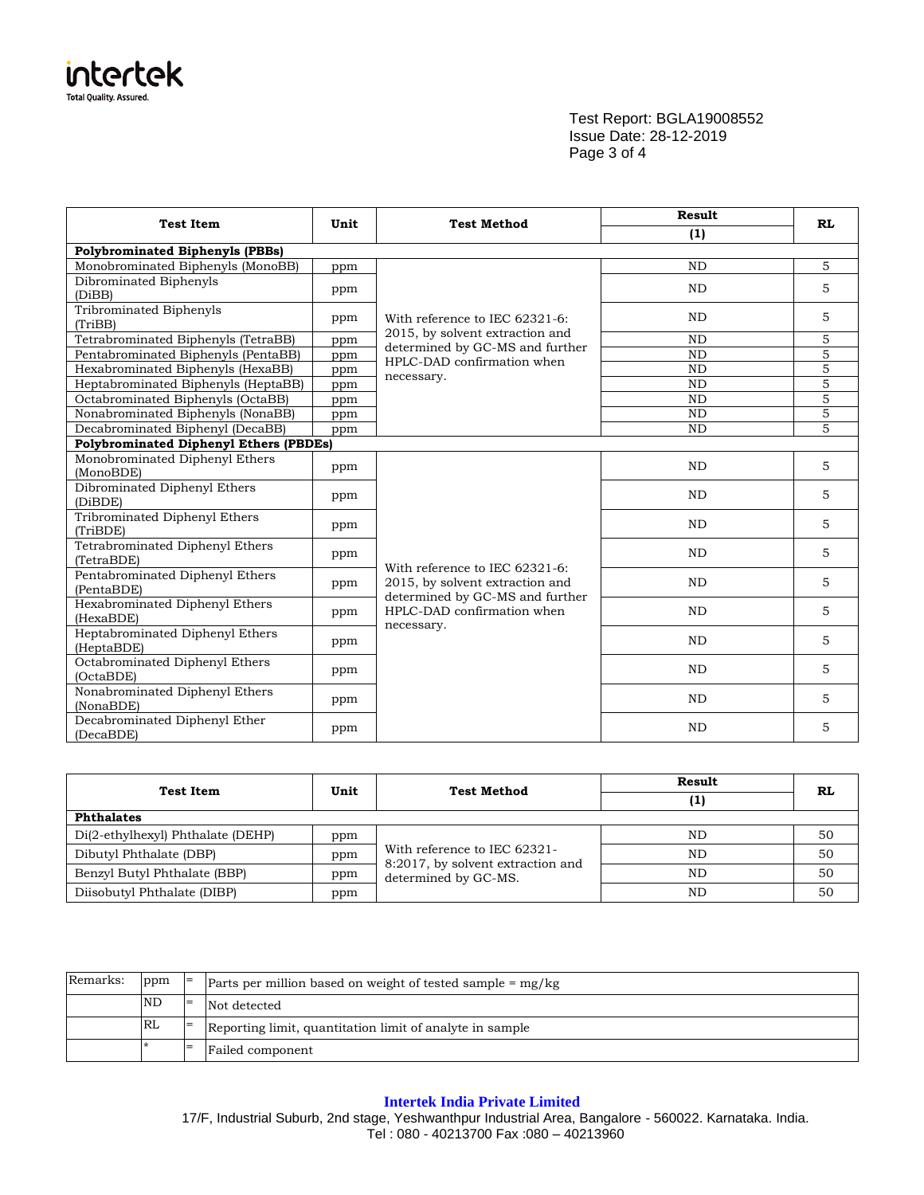Test Report: BGLA19008552
Issue Date: 28-12-2019

| Test Item | Unit | Test Method | Result | RL |
|---|---|---|---|---|
| | | | (1) | |
| **Polybrominated Biphenyls (PBBs)** | | | | |
| Monobrominated Biphenyls (MonoBB) | ppm | With reference to IEC 62321-6: 2015, by solvent extraction and determined by GC-MS and further HPLC-DAD confirmation when necessary. | ND | 5 |
| Dibrominated Biphenyls (DiBB) | ppm | | ND | 5 |
| Tribrominated Biphenyls (TriBB) | ppm | | ND | 5 |
| Tetrabrominated Biphenyls (TetraBB) | ppm | | ND | 5 |
| Pentabrominated Biphenyls (PentaBB) | ppm | | ND | 5 |
| Hexabrominated Biphenyls (HexaBB) | ppm | | ND | 5 |
| Heptabrominated Biphenyls (HeptaBB) | ppm | | ND | 5 |
| Octabrominated Biphenyls (OctaBB) | ppm | | ND | 5 |
| Nonabrominated Biphenyls (NonaBB) | ppm | | ND | 5 |
| Decabrominated Biphenyl (DecaBB) | ppm | | ND | 5 |
| **Polybrominated Diphenyl Ethers (PBDEs)** | | | | |
| Monobrominated Diphenyl Ethers (MonoBDE) | ppm | With reference to IEC 62321-6: 2015, by solvent extraction and determined by GC-MS and further HPLC-DAD confirmation when necessary. | ND | 5 |
| Dibrominated Diphenyl Ethers (DiBDE) | ppm | | ND | 5 |
| Tribrominated Diphenyl Ethers (TriBDE) | ppm | | ND | 5 |
| Tetrabrominated Diphenyl Ethers (TetraBDE) | ppm | | ND | 5 |
| Pentabrominated Diphenyl Ethers (PentaBDE) | ppm | | ND | 5 |
| Hexabrominated Diphenyl Ethers (HexaBDE) | ppm | | ND | 5 |
| Heptabrominated Diphenyl Ethers (HeptaBDE) | ppm | | ND | 5 |
| Octabrominated Diphenyl Ethers (OctaBDE) | ppm | | ND | 5 |
| Nonabrominated Diphenyl Ethers (NonaBDE) | ppm | | ND | 5 |
| Decabrominated Diphenyl Ether (DecaBDE) | ppm | | ND | 5 |

| Test Item | Unit | Test Method | Result | RL |
|---|---|---|---|---|
| | | | (1) | |
| **Phthalates** | | | | |
| Di(2-ethylhexyl) Phthalate (DEHP) | ppm | With reference to IEC 62321-8:2017, by solvent extraction and determined by GC-MS. | ND | 50 |
| Dibutyl Phthalate (DBP) | ppm | | ND | 50 |
| Benzyl Butyl Phthalate (BBP) | ppm | | ND | 50 |
| Diisobutyl Phthalate (DIBP) | ppm | | ND | 50 |

| Remarks: | | | |
|---|---|---|---|
| | ppm | = | Parts per million based on weight of tested sample = mg/kg |
| | ND | = | Not detected |
| | RL | = | Reporting limit, quantitation limit of analyte in sample |
| | * | = | Failed component |

**Intertek India Private Limited**
17/F, Industrial Suburb, 2nd stage, Yeshwanthpur Industrial Area, Bangalore - 560022. Karnataka. India.
Tel : 080 - 40213700 Fax :080 – 40213960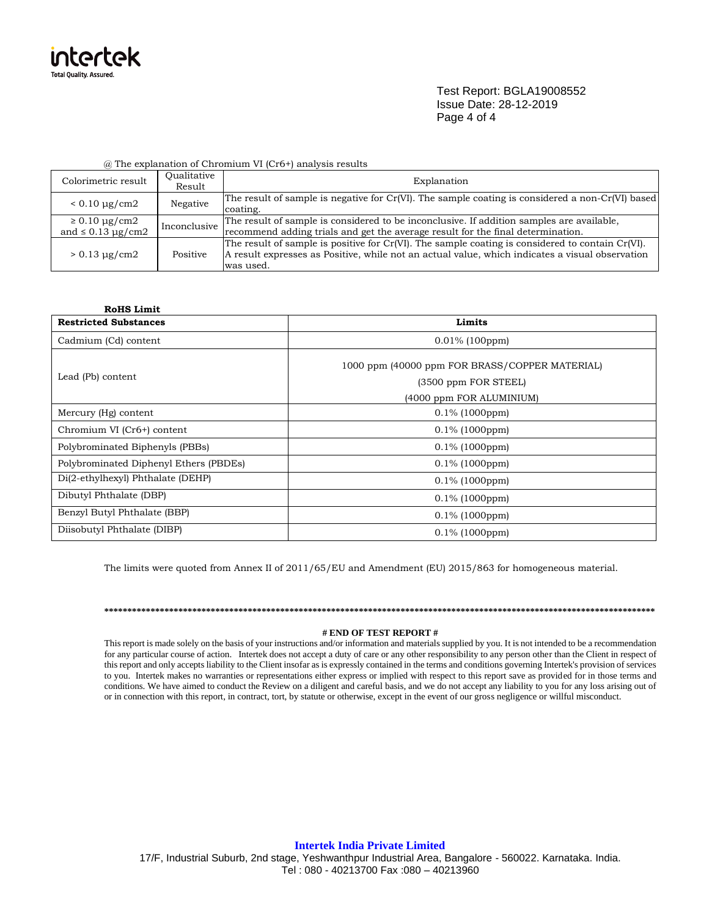@ The explanation of Chromium VI (Cr6+) analysis results

| Colorimetric result | Qualitative Result | Explanation |
| --- | --- | --- |
| < 0.10 μg/cm2 | Negative | The result of sample is negative for Cr(VI). The sample coating is considered a non-Cr(VI) based coating. |
| ≥ 0.10 μg/cm2 and ≤ 0.13 μg/cm2 | Inconclusive | The result of sample is considered to be inconclusive. If addition samples are available, recommend adding trials and get the average result for the final determination. |
| > 0.13 μg/cm2 | Positive | The result of sample is positive for Cr(VI). The sample coating is considered to contain Cr(VI). A result expresses as Positive, while not an actual value, which indicates a visual observation was used. |

**RoHS Limit**

| **Restricted Substances** | **Limits** |
| --- | --- |
| Cadmium (Cd) content | 0.01% (100ppm) |
| Lead (Pb) content | 1000 ppm (40000 ppm FOR BRASS/COPPER MATERIAL) (3500 ppm FOR STEEL) (4000 ppm FOR ALUMINIUM) |
| Mercury (Hg) content | 0.1% (1000ppm) |
| Chromium VI (Cr6+) content | 0.1% (1000ppm) |
| Polybrominated Biphenyls (PBBs) | 0.1% (1000ppm) |
| Polybrominated Diphenyl Ethers (PBDEs) | 0.1% (1000ppm) |
| Di(2-ethylhexyl) Phthalate (DEHP) | 0.1% (1000ppm) |
| Dibutyl Phthalate (DBP) | 0.1% (1000ppm) |
| Benzyl Butyl Phthalate (BBP) | 0.1% (1000ppm) |
| Diisobutyl Phthalate (DIBP) | 0.1% (1000ppm) |

The limits were quoted from Annex II of 2011/65/EU and Amendment (EU) 2015/863 for homogeneous material.

******************************************************************************************************************************

**# END OF TEST REPORT #**

This report is made solely on the basis of your instructions and/or information and materials supplied by you. It is not intended to be a recommendation for any particular course of action. Intertek does not accept a duty of care or any other responsibility to any person other than the Client in respect of this report and only accepts liability to the Client insofar as is expressly contained in the terms and conditions governing Intertek's provision of services to you. Intertek makes no warranties or representations either express or implied with respect to this report save as provided for in those terms and conditions. We have aimed to conduct the Review on a diligent and careful basis, and we do not accept any liability to you for any loss arising out of or in connection with this report, in contract, tort, by statute or otherwise, except in the event of our gross negligence or willful misconduct.